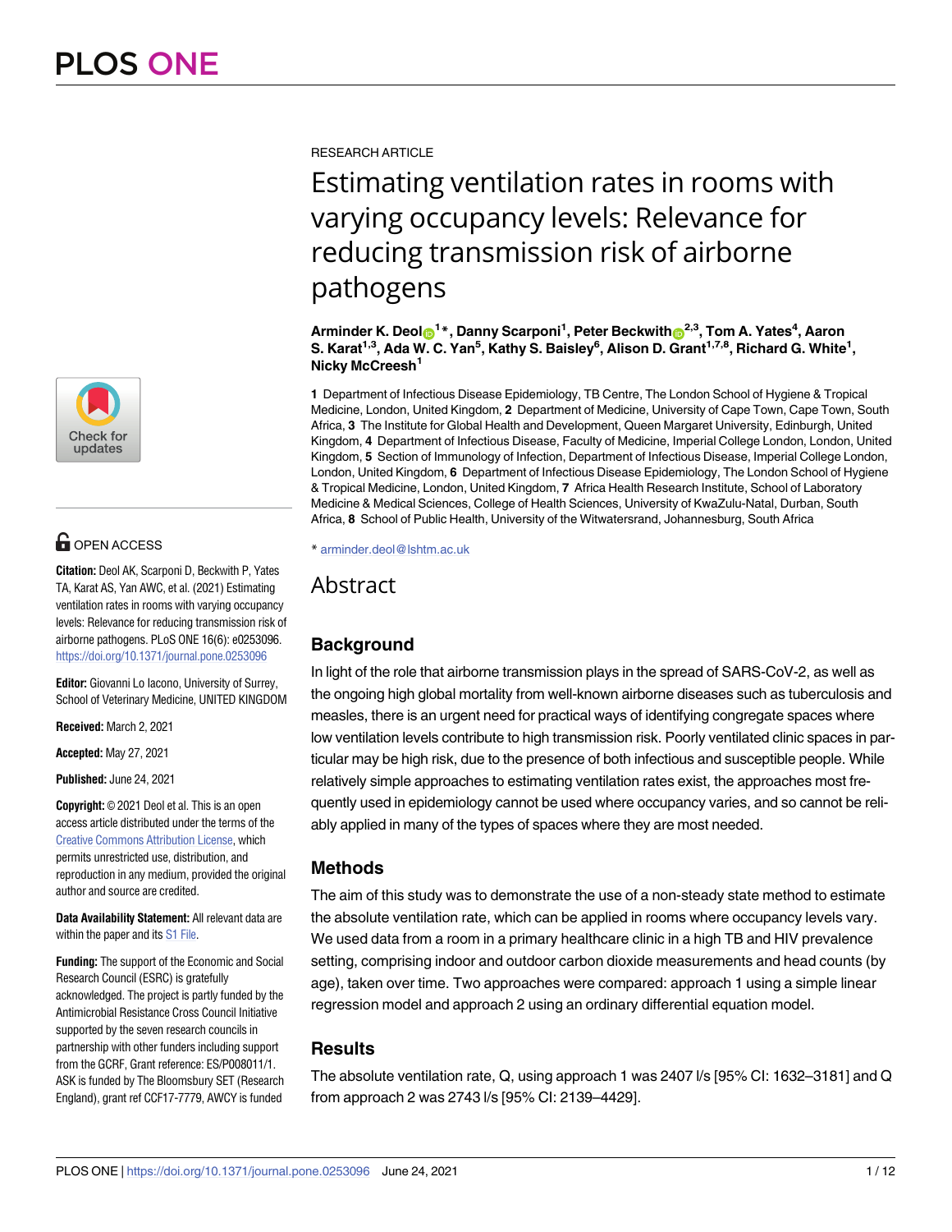RESEARCH ARTICLE

# Estimating ventilation rates in rooms with varying occupancy levels: Relevance for reducing transmission risk of airborne pathogens

**Arminder K. Deol[1]*, Danny Scarponi[1], Peter Beckwith[2,3], Tom A. Yates[4], Aaron S. Karat[1,3], Ada W. C. Yan[5], Kathy S. Baisley[6], Alison D. Grant[1,7,8], Richard G. White[1], Nicky McCreesh[1]**

**1** Department of Infectious Disease Epidemiology, TB Centre, The London School of Hygiene & Tropical Medicine, London, United Kingdom, **2** Department of Medicine, University of Cape Town, Cape Town, South Africa, **3** The Institute for Global Health and Development, Queen Margaret University, Edinburgh, United Kingdom, **4** Department of Infectious Disease, Faculty of Medicine, Imperial College London, London, United Kingdom, **5** Section of Immunology of Infection, Department of Infectious Disease, Imperial College London, London, United Kingdom, **6** Department of Infectious Disease Epidemiology, The London School of Hygiene & Tropical Medicine, London, United Kingdom, **7** Africa Health Research Institute, School of Laboratory Medicine & Medical Sciences, College of Health Sciences, University of KwaZulu-Natal, Durban, South Africa, **8** School of Public Health, University of the Witwatersrand, Johannesburg, South Africa

* arminder.deol@lshtm.ac.uk

OPEN ACCESS

**Citation:** Deol AK, Scarponi D, Beckwith P, Yates TA, Karat AS, Yan AWC, et al. (2021) Estimating ventilation rates in rooms with varying occupancy levels: Relevance for reducing transmission risk of airborne pathogens. PLoS ONE 16(6): e0253096. https://doi.org/10.1371/journal.pone.0253096

**Editor:** Giovanni Lo Iacono, University of Surrey, School of Veterinary Medicine, UNITED KINGDOM

**Received:** March 2, 2021

**Accepted:** May 27, 2021

**Published:** June 24, 2021

**Copyright:** © 2021 Deol et al. This is an open access article distributed under the terms of the Creative Commons Attribution License, which permits unrestricted use, distribution, and reproduction in any medium, provided the original author and source are credited.

**Data Availability Statement:** All relevant data are within the paper and its S1 File.

**Funding:** The support of the Economic and Social Research Council (ESRC) is gratefully acknowledged. The project is partly funded by the Antimicrobial Resistance Cross Council Initiative supported by the seven research councils in partnership with other funders including support from the GCRF, Grant reference: ES/P008011/1. ASK is funded by The Bloomsbury SET (Research England), grant ref CCF17-7779, AWCY is funded

## Abstract

### Background

In light of the role that airborne transmission plays in the spread of SARS-CoV-2, as well as the ongoing high global mortality from well-known airborne diseases such as tuberculosis and measles, there is an urgent need for practical ways of identifying congregate spaces where low ventilation levels contribute to high transmission risk. Poorly ventilated clinic spaces in particular may be high risk, due to the presence of both infectious and susceptible people. While relatively simple approaches to estimating ventilation rates exist, the approaches most frequently used in epidemiology cannot be used where occupancy varies, and so cannot be reliably applied in many of the types of spaces where they are most needed.

### Methods

The aim of this study was to demonstrate the use of a non-steady state method to estimate the absolute ventilation rate, which can be applied in rooms where occupancy levels vary. We used data from a room in a primary healthcare clinic in a high TB and HIV prevalence setting, comprising indoor and outdoor carbon dioxide measurements and head counts (by age), taken over time. Two approaches were compared: approach 1 using a simple linear regression model and approach 2 using an ordinary differential equation model.

### Results

The absolute ventilation rate, Q, using approach 1 was 2407 l/s [95% CI: 1632–3181] and Q from approach 2 was 2743 l/s [95% CI: 2139–4429].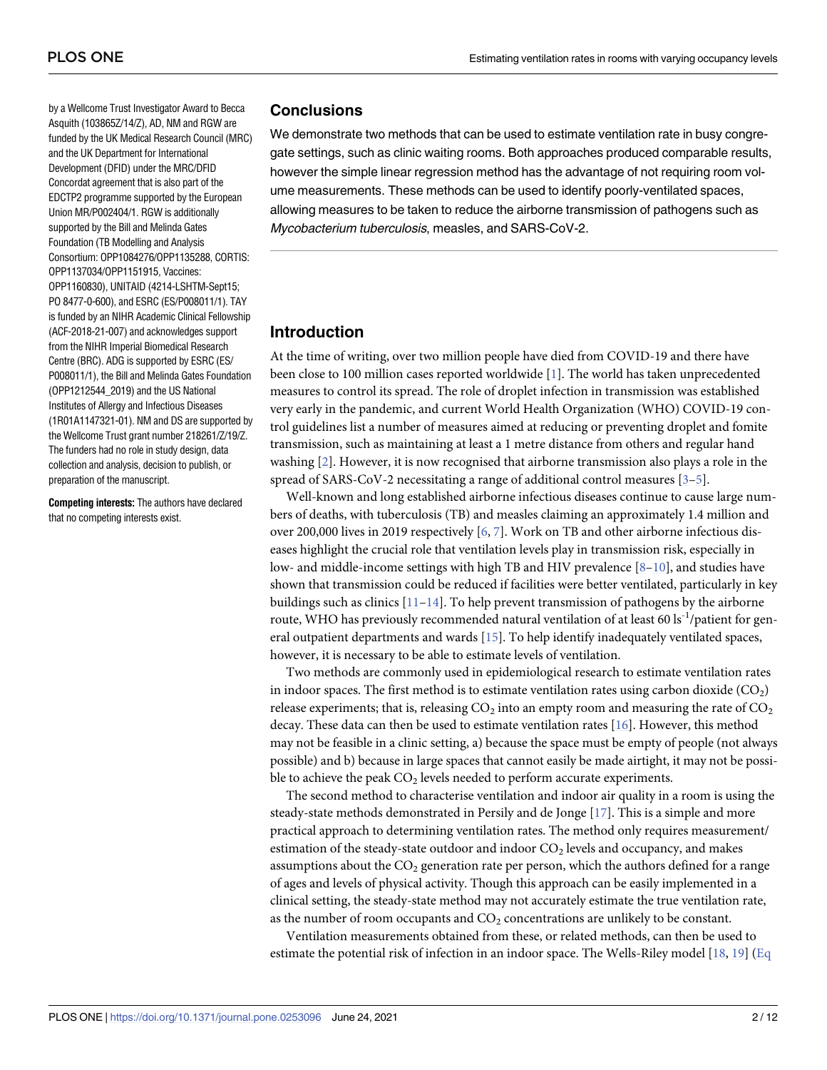by a Wellcome Trust Investigator Award to Becca Asquith (103865Z/14/Z), AD, NM and RGW are funded by the UK Medical Research Council (MRC) and the UK Department for International Development (DFID) under the MRC/DFID Concordat agreement that is also part of the EDCTP2 programme supported by the European Union MR/P002404/1. RGW is additionally supported by the Bill and Melinda Gates Foundation (TB Modelling and Analysis Consortium: OPP1084276/OPP1135288, CORTIS: OPP1137034/OPP1151915, Vaccines: OPP1160830), UNITAID (4214-LSHTM-Sept15; PO 8477-0-600), and ESRC (ES/P008011/1). TAY is funded by an NIHR Academic Clinical Fellowship (ACF-2018-21-007) and acknowledges support from the NIHR Imperial Biomedical Research Centre (BRC). ADG is supported by ESRC (ES/P008011/1), the Bill and Melinda Gates Foundation (OPP1212544_2019) and the US National Institutes of Allergy and Infectious Diseases (1R01A1147321-01). NM and DS are supported by the Wellcome Trust grant number 218261/Z/19/Z. The funders had no role in study design, data collection and analysis, decision to publish, or preparation of the manuscript.

**Competing interests:** The authors have declared that no competing interests exist.

## Conclusions

We demonstrate two methods that can be used to estimate ventilation rate in busy congregate settings, such as clinic waiting rooms. Both approaches produced comparable results, however the simple linear regression method has the advantage of not requiring room volume measurements. These methods can be used to identify poorly-ventilated spaces, allowing measures to be taken to reduce the airborne transmission of pathogens such as *Mycobacterium tuberculosis*, measles, and SARS-CoV-2.

## Introduction

At the time of writing, over two million people have died from COVID-19 and there have been close to 100 million cases reported worldwide [1]. The world has taken unprecedented measures to control its spread. The role of droplet infection in transmission was established very early in the pandemic, and current World Health Organization (WHO) COVID-19 control guidelines list a number of measures aimed at reducing or preventing droplet and fomite transmission, such as maintaining at least a 1 metre distance from others and regular hand washing [2]. However, it is now recognised that airborne transmission also plays a role in the spread of SARS-CoV-2 necessitating a range of additional control measures [3–5].

Well-known and long established airborne infectious diseases continue to cause large numbers of deaths, with tuberculosis (TB) and measles claiming an approximately 1.4 million and over 200,000 lives in 2019 respectively [6, 7]. Work on TB and other airborne infectious diseases highlight the crucial role that ventilation levels play in transmission risk, especially in low- and middle-income settings with high TB and HIV prevalence [8–10], and studies have shown that transmission could be reduced if facilities were better ventilated, particularly in key buildings such as clinics [11–14]. To help prevent transmission of pathogens by the airborne route, WHO has previously recommended natural ventilation of at least 60 $ls^{-1}$/patient for general outpatient departments and wards [15]. To help identify inadequately ventilated spaces, however, it is necessary to be able to estimate levels of ventilation.

Two methods are commonly used in epidemiological research to estimate ventilation rates in indoor spaces. The first method is to estimate ventilation rates using carbon dioxide ($CO_2$) release experiments; that is, releasing $CO_2$ into an empty room and measuring the rate of $CO_2$ decay. These data can then be used to estimate ventilation rates [16]. However, this method may not be feasible in a clinic setting, a) because the space must be empty of people (not always possible) and b) because in large spaces that cannot easily be made airtight, it may not be possible to achieve the peak $CO_2$ levels needed to perform accurate experiments.

The second method to characterise ventilation and indoor air quality in a room is using the steady-state methods demonstrated in Persily and de Jonge [17]. This is a simple and more practical approach to determining ventilation rates. The method only requires measurement/estimation of the steady-state outdoor and indoor $CO_2$ levels and occupancy, and makes assumptions about the $CO_2$ generation rate per person, which the authors defined for a range of ages and levels of physical activity. Though this approach can be easily implemented in a clinical setting, the steady-state method may not accurately estimate the true ventilation rate, as the number of room occupants and $CO_2$ concentrations are unlikely to be constant.

Ventilation measurements obtained from these, or related methods, can then be used to estimate the potential risk of infection in an indoor space. The Wells-Riley model [18, 19] (Eq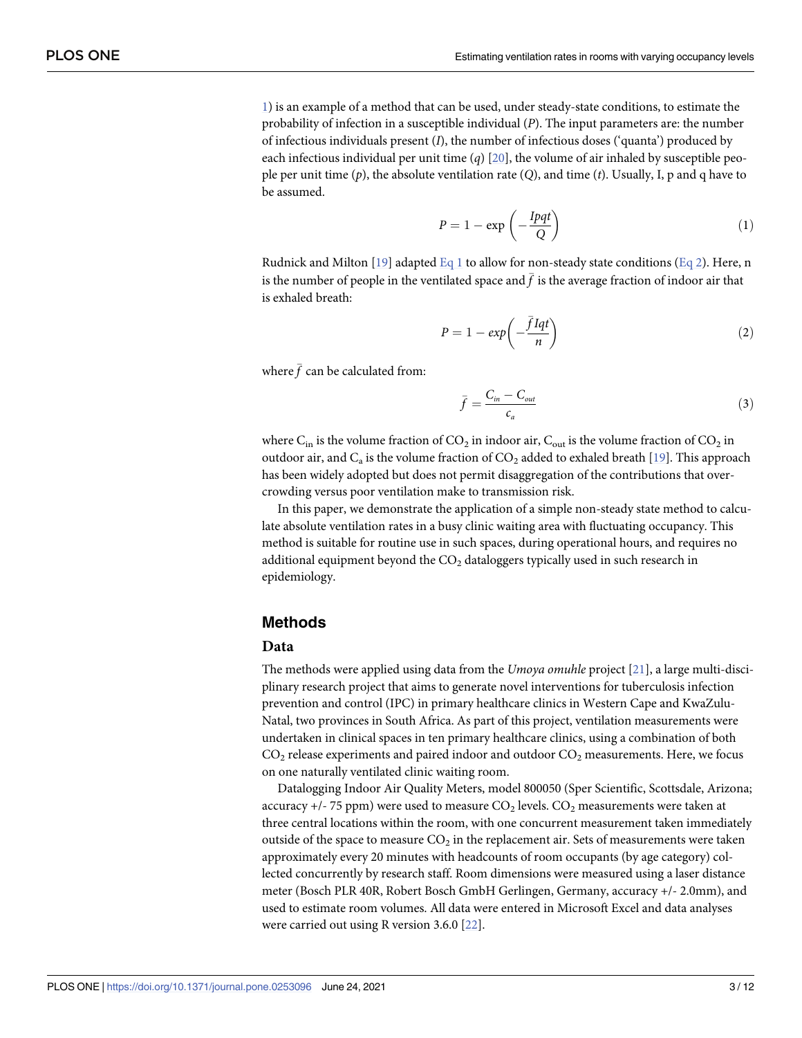1) is an example of a method that can be used, under steady-state conditions, to estimate the probability of infection in a susceptible individual ($P$). The input parameters are: the number of infectious individuals present ($I$), the number of infectious doses ('quanta') produced by each infectious individual per unit time ($q$) [20], the volume of air inhaled by susceptible people per unit time ($p$), the absolute ventilation rate ($Q$), and time ($t$). Usually, I, p and q have to be assumed.

$$P = 1 - \exp\left(-\frac{Ipqt}{Q}\right) \tag{1}$$

Rudnick and Milton [19] adapted Eq 1 to allow for non-steady state conditions (Eq 2). Here, n is the number of people in the ventilated space and $\bar{f}$ is the average fraction of indoor air that is exhaled breath:

$$P = 1 - exp\left(-\frac{\bar{f}Iqt}{n}\right) \tag{2}$$

where $\bar{f}$ can be calculated from:

$$\bar{f} = \frac{C_{in} - C_{out}}{c_a} \tag{3}$$

where $C_{in}$ is the volume fraction of $CO_2$ in indoor air, $C_{out}$ is the volume fraction of $CO_2$ in outdoor air, and $C_a$ is the volume fraction of $CO_2$ added to exhaled breath [19]. This approach has been widely adopted but does not permit disaggregation of the contributions that overcrowding versus poor ventilation make to transmission risk.

In this paper, we demonstrate the application of a simple non-steady state method to calculate absolute ventilation rates in a busy clinic waiting area with fluctuating occupancy. This method is suitable for routine use in such spaces, during operational hours, and requires no additional equipment beyond the $CO_2$ dataloggers typically used in such research in epidemiology.

## Methods

### Data

The methods were applied using data from the *Umoya omuhle* project [21], a large multi-disciplinary research project that aims to generate novel interventions for tuberculosis infection prevention and control (IPC) in primary healthcare clinics in Western Cape and KwaZulu-Natal, two provinces in South Africa. As part of this project, ventilation measurements were undertaken in clinical spaces in ten primary healthcare clinics, using a combination of both $CO_2$ release experiments and paired indoor and outdoor $CO_2$ measurements. Here, we focus on one naturally ventilated clinic waiting room.

Datalogging Indoor Air Quality Meters, model 800050 (Sper Scientific, Scottsdale, Arizona; accuracy +/- 75 ppm) were used to measure $CO_2$ levels. $CO_2$ measurements were taken at three central locations within the room, with one concurrent measurement taken immediately outside of the space to measure $CO_2$ in the replacement air. Sets of measurements were taken approximately every 20 minutes with headcounts of room occupants (by age category) collected concurrently by research staff. Room dimensions were measured using a laser distance meter (Bosch PLR 40R, Robert Bosch GmbH Gerlingen, Germany, accuracy +/- 2.0mm), and used to estimate room volumes. All data were entered in Microsoft Excel and data analyses were carried out using R version 3.6.0 [22].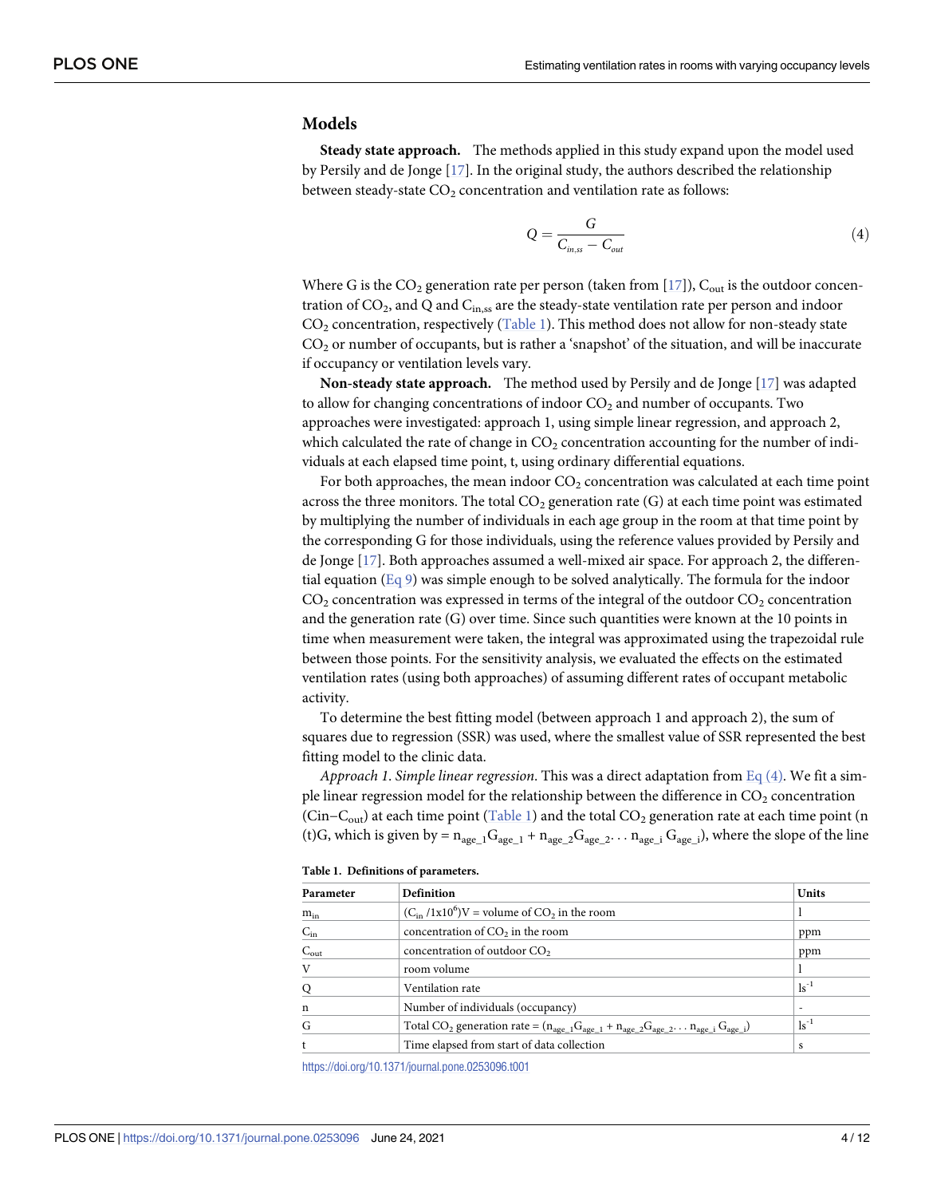## Models

**Steady state approach.** The methods applied in this study expand upon the model used by Persily and de Jonge [17]. In the original study, the authors described the relationship between steady-state $CO_2$ concentration and ventilation rate as follows:

$$Q = \frac{G}{C_{in,ss} - C_{out}} \tag{4}$$

Where G is the $CO_2$ generation rate per person (taken from [17]), $C_{out}$ is the outdoor concentration of $CO_2$, and Q and $C_{in,ss}$ are the steady-state ventilation rate per person and indoor $CO_2$ concentration, respectively (Table 1). This method does not allow for non-steady state $CO_2$ or number of occupants, but is rather a 'snapshot' of the situation, and will be inaccurate if occupancy or ventilation levels vary.

**Non-steady state approach.** The method used by Persily and de Jonge [17] was adapted to allow for changing concentrations of indoor $CO_2$ and number of occupants. Two approaches were investigated: approach 1, using simple linear regression, and approach 2, which calculated the rate of change in $CO_2$ concentration accounting for the number of individuals at each elapsed time point, t, using ordinary differential equations.

For both approaches, the mean indoor $CO_2$ concentration was calculated at each time point across the three monitors. The total $CO_2$ generation rate (G) at each time point was estimated by multiplying the number of individuals in each age group in the room at that time point by the corresponding G for those individuals, using the reference values provided by Persily and de Jonge [17]. Both approaches assumed a well-mixed air space. For approach 2, the differential equation (Eq 9) was simple enough to be solved analytically. The formula for the indoor $CO_2$ concentration was expressed in terms of the integral of the outdoor $CO_2$ concentration and the generation rate (G) over time. Since such quantities were known at the 10 points in time when measurement were taken, the integral was approximated using the trapezoidal rule between those points. For the sensitivity analysis, we evaluated the effects on the estimated ventilation rates (using both approaches) of assuming different rates of occupant metabolic activity.

To determine the best fitting model (between approach 1 and approach 2), the sum of squares due to regression (SSR) was used, where the smallest value of SSR represented the best fitting model to the clinic data.

*Approach 1. Simple linear regression.* This was a direct adaptation from Eq (4). We fit a simple linear regression model for the relationship between the difference in $CO_2$ concentration ($C_{in}$–$C_{out}$) at each time point (Table 1) and the total $CO_2$ generation rate at each time point $n(t)G$, which is given by $= n_{age\_1}G_{age\_1} + n_{age\_2}G_{age\_2} \ldots n_{age\_i}\, G_{age\_i}$), where the slope of the line

**Table 1. Definitions of parameters.**

| Parameter | Definition | Units |
|---|---|---|
| $m_{in}$ | $(C_{in} / 1\times10^6)V$ = volume of $CO_2$ in the room | l |
| $C_{in}$ | concentration of $CO_2$ in the room | ppm |
| $C_{out}$ | concentration of outdoor $CO_2$ | ppm |
| V | room volume | l |
| Q | Ventilation rate | $ls^{-1}$ |
| n | Number of individuals (occupancy) | - |
| G | Total $CO_2$ generation rate = $(n_{age\_1}G_{age\_1} + n_{age\_2}G_{age\_2} \ldots n_{age\_i}\, G_{age\_i})$ | $ls^{-1}$ |
| t | Time elapsed from start of data collection | s |

https://doi.org/10.1371/journal.pone.0253096.t001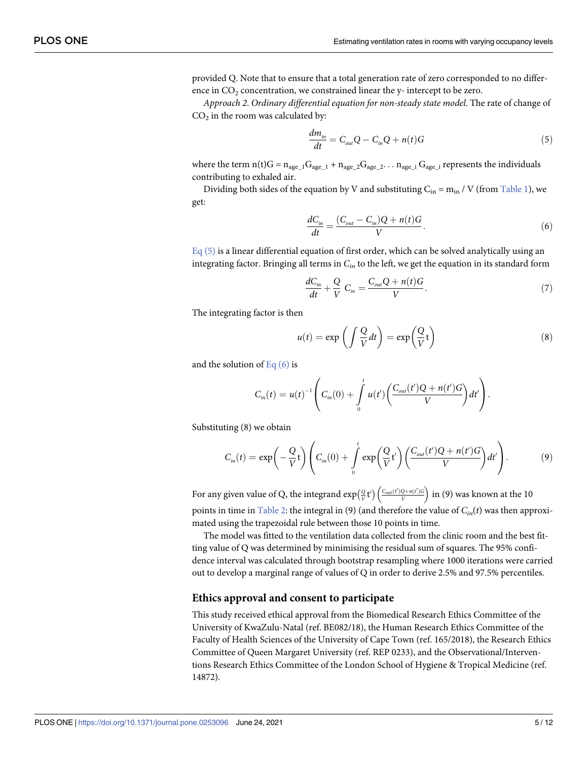provided Q. Note that to ensure that a total generation rate of zero corresponded to no difference in $CO_2$ concentration, we constrained linear the y- intercept to be zero.

*Approach 2. Ordinary differential equation for non-steady state model*. The rate of change of $CO_2$ in the room was calculated by:

$$\frac{dm_{in}}{dt} = C_{out}Q - C_{in}Q + n(t)G \tag{5}$$

where the term $n(t)G = n_{age\_1}G_{age\_1} + n_{age\_2}G_{age\_2} \ldots n_{age\_i}\, G_{age\_i}$ represents the individuals contributing to exhaled air.

Dividing both sides of the equation by V and substituting $C_{in} = m_{in} / V$ (from Table 1), we get:

$$\frac{dC_{in}}{dt} = \frac{(C_{out} - C_{in})Q + n(t)G}{V}. \tag{6}$$

Eq (5) is a linear differential equation of first order, which can be solved analytically using an integrating factor. Bringing all terms in $C_{in}$ to the left, we get the equation in its standard form

$$\frac{dC_{in}}{dt} + \frac{Q}{V}\, C_{in} = \frac{C_{out}Q + n(t)G}{V}. \tag{7}$$

The integrating factor is then

$$u(t) = \exp\left(\int \frac{Q}{V} dt\right) = \exp\left(\frac{Q}{V}\mathrm{t}\right) \tag{8}$$

and the solution of Eq (6) is

$$C_{in}(t) = u(t)^{-1}\left(C_{in}(0) + \int_0^t u(t')\left(\frac{C_{out}(t')Q + n(t')G}{V}\right)dt'\right).$$

Substituting (8) we obtain

$$C_{in}(t) = \exp\left(-\frac{Q}{V}\mathrm{t}\right)\left(C_{in}(0) + \int_0^t \exp\left(\frac{Q}{V}\mathrm{t}'\right)\left(\frac{C_{out}(t')Q + n(t')G}{V}\right)dt'\right). \tag{9}$$

For any given value of Q, the integrand $\exp\left(\frac{Q}{V}\mathrm{t}'\right)\left(\frac{C_{out}(t')Q + n(t')G}{V}\right)$ in (9) was known at the 10 points in time in Table 2: the integral in (9) (and therefore the value of $C_{in}(t)$ was then approximated using the trapezoidal rule between those 10 points in time.

The model was fitted to the ventilation data collected from the clinic room and the best fitting value of Q was determined by minimising the residual sum of squares. The 95% confidence interval was calculated through bootstrap resampling where 1000 iterations were carried out to develop a marginal range of values of Q in order to derive 2.5% and 97.5% percentiles.

## Ethics approval and consent to participate

This study received ethical approval from the Biomedical Research Ethics Committee of the University of KwaZulu-Natal (ref. BE082/18), the Human Research Ethics Committee of the Faculty of Health Sciences of the University of Cape Town (ref. 165/2018), the Research Ethics Committee of Queen Margaret University (ref. REP 0233), and the Observational/Interventions Research Ethics Committee of the London School of Hygiene & Tropical Medicine (ref. 14872).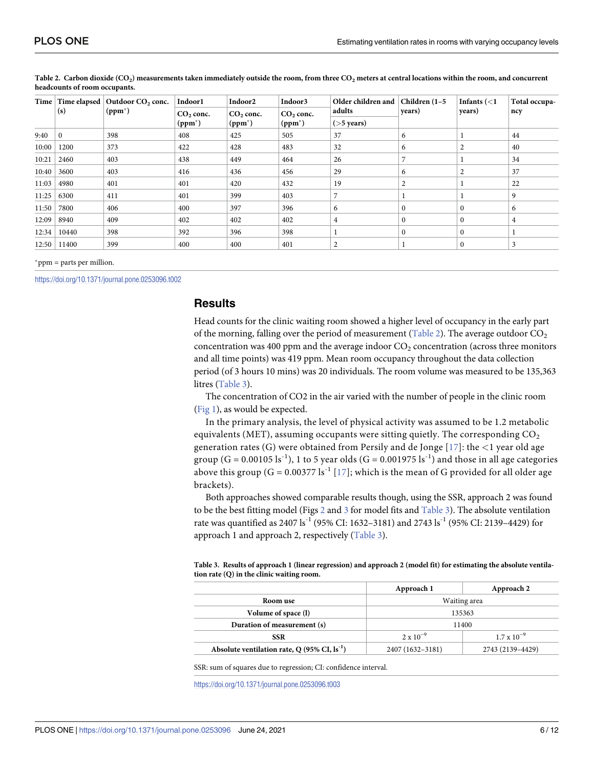**Table 2. Carbon dioxide ($CO_2$) measurements taken immediately outside the room, from three $CO_2$ meters at central locations within the room, and concurrent headcounts of room occupants.**

| Time | Time elapsed (s) | Outdoor $CO_2$ conc. (ppm*) | Indoor1 | Indoor2 | Indoor3 | Older children and adults | Children (1–5 years) | Infants (<1 years) | Total occupancy |
|---|---|---|---|---|---|---|---|---|---|
| | | | $CO_2$ conc. (ppm*) | $CO_2$ conc. (ppm*) | $CO_2$ conc. (ppm*) | (>5 years) | | | |
| 9:40 | 0 | 398 | 408 | 425 | 505 | 37 | 6 | 1 | 44 |
| 10:00 | 1200 | 373 | 422 | 428 | 483 | 32 | 6 | 2 | 40 |
| 10:21 | 2460 | 403 | 438 | 449 | 464 | 26 | 7 | 1 | 34 |
| 10:40 | 3600 | 403 | 416 | 436 | 456 | 29 | 6 | 2 | 37 |
| 11:03 | 4980 | 401 | 401 | 420 | 432 | 19 | 2 | 1 | 22 |
| 11:25 | 6300 | 411 | 401 | 399 | 403 | 7 | 1 | 1 | 9 |
| 11:50 | 7800 | 406 | 400 | 397 | 396 | 6 | 0 | 0 | 6 |
| 12:09 | 8940 | 409 | 402 | 402 | 402 | 4 | 0 | 0 | 4 |
| 12:34 | 10440 | 398 | 392 | 396 | 398 | 1 | 0 | 0 | 1 |
| 12:50 | 11400 | 399 | 400 | 400 | 401 | 2 | 1 | 0 | 3 |

*ppm = parts per million.

https://doi.org/10.1371/journal.pone.0253096.t002

## Results

Head counts for the clinic waiting room showed a higher level of occupancy in the early part of the morning, falling over the period of measurement (Table 2). The average outdoor $CO_2$ concentration was 400 ppm and the average indoor $CO_2$ concentration (across three monitors and all time points) was 419 ppm. Mean room occupancy throughout the data collection period (of 3 hours 10 mins) was 20 individuals. The room volume was measured to be 135,363 litres (Table 3).

The concentration of CO2 in the air varied with the number of people in the clinic room (Fig 1), as would be expected.

In the primary analysis, the level of physical activity was assumed to be 1.2 metabolic equivalents (MET), assuming occupants were sitting quietly. The corresponding $CO_2$ generation rates (G) were obtained from Persily and de Jonge [17]: the <1 year old age group (G = 0.00105 $ls^{-1}$), 1 to 5 year olds (G = 0.001975 $ls^{-1}$) and those in all age categories above this group (G = 0.00377 $ls^{-1}$ [17]; which is the mean of G provided for all older age brackets).

Both approaches showed comparable results though, using the SSR, approach 2 was found to be the best fitting model (Figs 2 and 3 for model fits and Table 3). The absolute ventilation rate was quantified as 2407 $ls^{-1}$ (95% CI: 1632–3181) and 2743 $ls^{-1}$ (95% CI: 2139–4429) for approach 1 and approach 2, respectively (Table 3).

**Table 3. Results of approach 1 (linear regression) and approach 2 (model fit) for estimating the absolute ventilation rate (Q) in the clinic waiting room.**

| | Approach 1 | Approach 2 |
|---|---|---|
| **Room use** | Waiting area | |
| **Volume of space (l)** | 135363 | |
| **Duration of measurement (s)** | 11400 | |
| **SSR** | $2 \times 10^{-9}$ | $1.7 \times 10^{-9}$ |
| **Absolute ventilation rate, Q (95% CI, $ls^{-1}$)** | 2407 (1632–3181) | 2743 (2139–4429) |

SSR: sum of squares due to regression; CI: confidence interval.

https://doi.org/10.1371/journal.pone.0253096.t003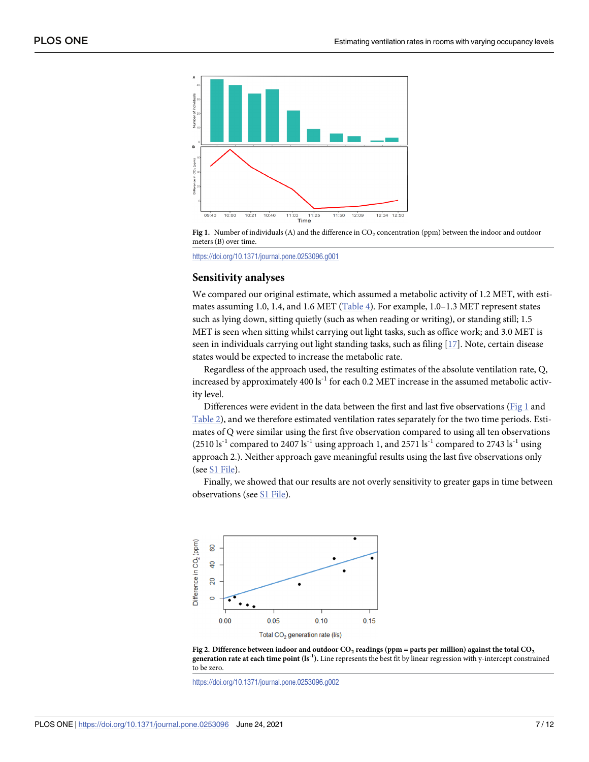Fig 1. Number of individuals (A) and the difference in $CO_2$ concentration (ppm) between the indoor and outdoor meters (B) over time.

https://doi.org/10.1371/journal.pone.0253096.g001

## Sensitivity analyses

We compared our original estimate, which assumed a metabolic activity of 1.2 MET, with estimates assuming 1.0, 1.4, and 1.6 MET (Table 4). For example, 1.0–1.3 MET represent states such as lying down, sitting quietly (such as when reading or writing), or standing still; 1.5 MET is seen when sitting whilst carrying out light tasks, such as office work; and 3.0 MET is seen in individuals carrying out light standing tasks, such as filing [17]. Note, certain disease states would be expected to increase the metabolic rate.

Regardless of the approach used, the resulting estimates of the absolute ventilation rate, Q, increased by approximately 400 $ls^{-1}$ for each 0.2 MET increase in the assumed metabolic activity level.

Differences were evident in the data between the first and last five observations (Fig 1 and Table 2), and we therefore estimated ventilation rates separately for the two time periods. Estimates of Q were similar using the first five observation compared to using all ten observations (2510 $ls^{-1}$ compared to 2407 $ls^{-1}$ using approach 1, and 2571 $ls^{-1}$ compared to 2743 $ls^{-1}$ using approach 2.). Neither approach gave meaningful results using the last five observations only (see S1 File).

Finally, we showed that our results are not overly sensitivity to greater gaps in time between observations (see S1 File).

Fig 2. Difference between indoor and outdoor $CO_2$ readings (ppm = parts per million) against the total $CO_2$ generation rate at each time point ($ls^{-1}$). Line represents the best fit by linear regression with y-intercept constrained to be zero.

https://doi.org/10.1371/journal.pone.0253096.g002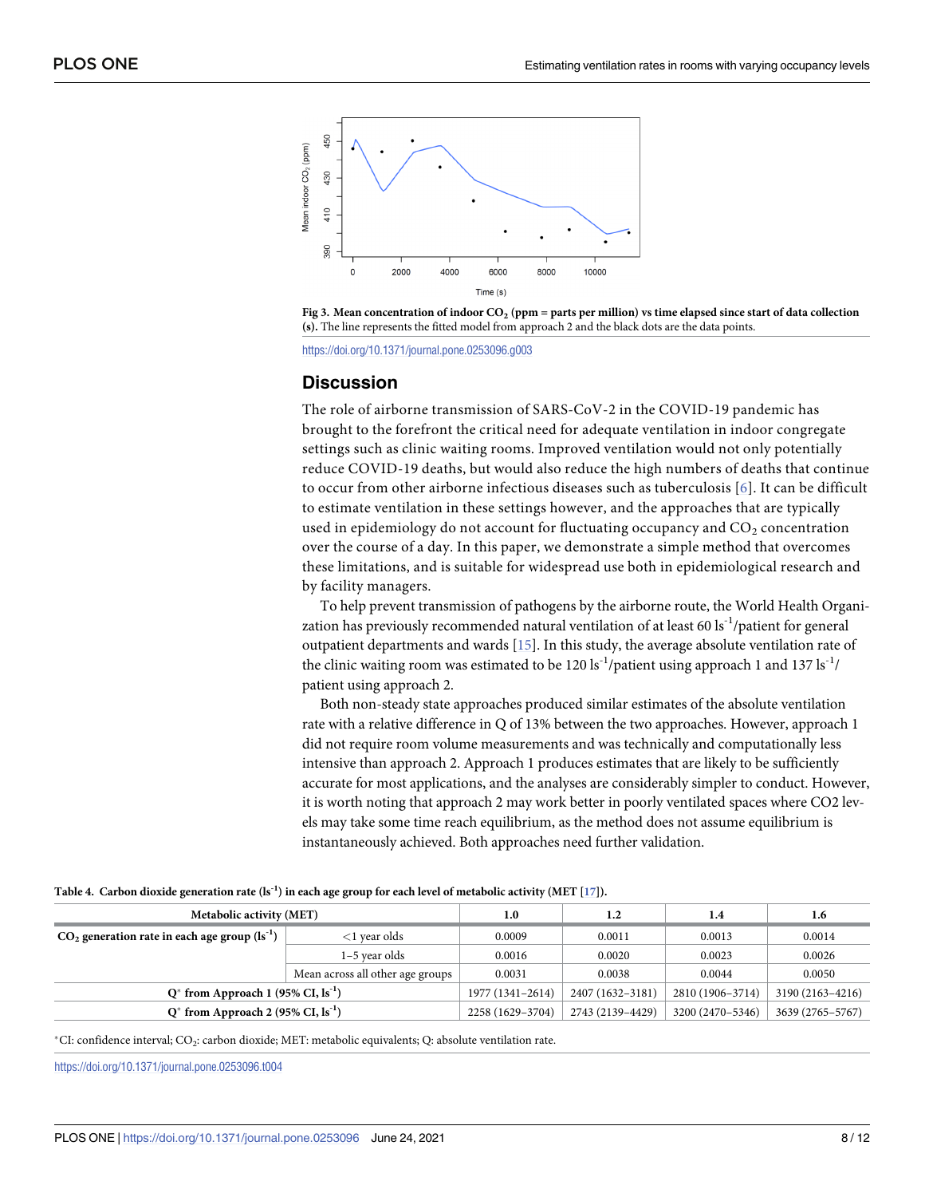**Fig 3. Mean concentration of indoor $CO_2$ (ppm = parts per million) vs time elapsed since start of data collection (s).** The line represents the fitted model from approach 2 and the black dots are the data points.

https://doi.org/10.1371/journal.pone.0253096.g003

## Discussion

The role of airborne transmission of SARS-CoV-2 in the COVID-19 pandemic has brought to the forefront the critical need for adequate ventilation in indoor congregate settings such as clinic waiting rooms. Improved ventilation would not only potentially reduce COVID-19 deaths, but would also reduce the high numbers of deaths that continue to occur from other airborne infectious diseases such as tuberculosis [6]. It can be difficult to estimate ventilation in these settings however, and the approaches that are typically used in epidemiology do not account for fluctuating occupancy and $CO_2$ concentration over the course of a day. In this paper, we demonstrate a simple method that overcomes these limitations, and is suitable for widespread use both in epidemiological research and by facility managers.

To help prevent transmission of pathogens by the airborne route, the World Health Organization has previously recommended natural ventilation of at least 60 $ls^{-1}$/patient for general outpatient departments and wards [15]. In this study, the average absolute ventilation rate of the clinic waiting room was estimated to be 120 $ls^{-1}$/patient using approach 1 and 137 $ls^{-1}$/patient using approach 2.

Both non-steady state approaches produced similar estimates of the absolute ventilation rate with a relative difference in Q of 13% between the two approaches. However, approach 1 did not require room volume measurements and was technically and computationally less intensive than approach 2. Approach 1 produces estimates that are likely to be sufficiently accurate for most applications, and the analyses are considerably simpler to conduct. However, it is worth noting that approach 2 may work better in poorly ventilated spaces where CO2 levels may take some time reach equilibrium, as the method does not assume equilibrium is instantaneously achieved. Both approaches need further validation.

**Table 4. Carbon dioxide generation rate ($ls^{-1}$) in each age group for each level of metabolic activity (MET [17]).**

| Metabolic activity (MET) | | 1.0 | 1.2 | 1.4 | 1.6 |
|---|---|---|---|---|---|
| $CO_2$ generation rate in each age group ($ls^{-1}$) | <1 year olds | 0.0009 | 0.0011 | 0.0013 | 0.0014 |
| | 1–5 year olds | 0.0016 | 0.0020 | 0.0023 | 0.0026 |
| | Mean across all other age groups | 0.0031 | 0.0038 | 0.0044 | 0.0050 |
| Q* from Approach 1 (95% CI, $ls^{-1}$) | | 1977 (1341–2614) | 2407 (1632–3181) | 2810 (1906–3714) | 3190 (2163–4216) |
| Q* from Approach 2 (95% CI, $ls^{-1}$) | | 2258 (1629–3704) | 2743 (2139–4429) | 3200 (2470–5346) | 3639 (2765–5767) |

*CI: confidence interval; $CO_2$: carbon dioxide; MET: metabolic equivalents; Q: absolute ventilation rate.

https://doi.org/10.1371/journal.pone.0253096.t004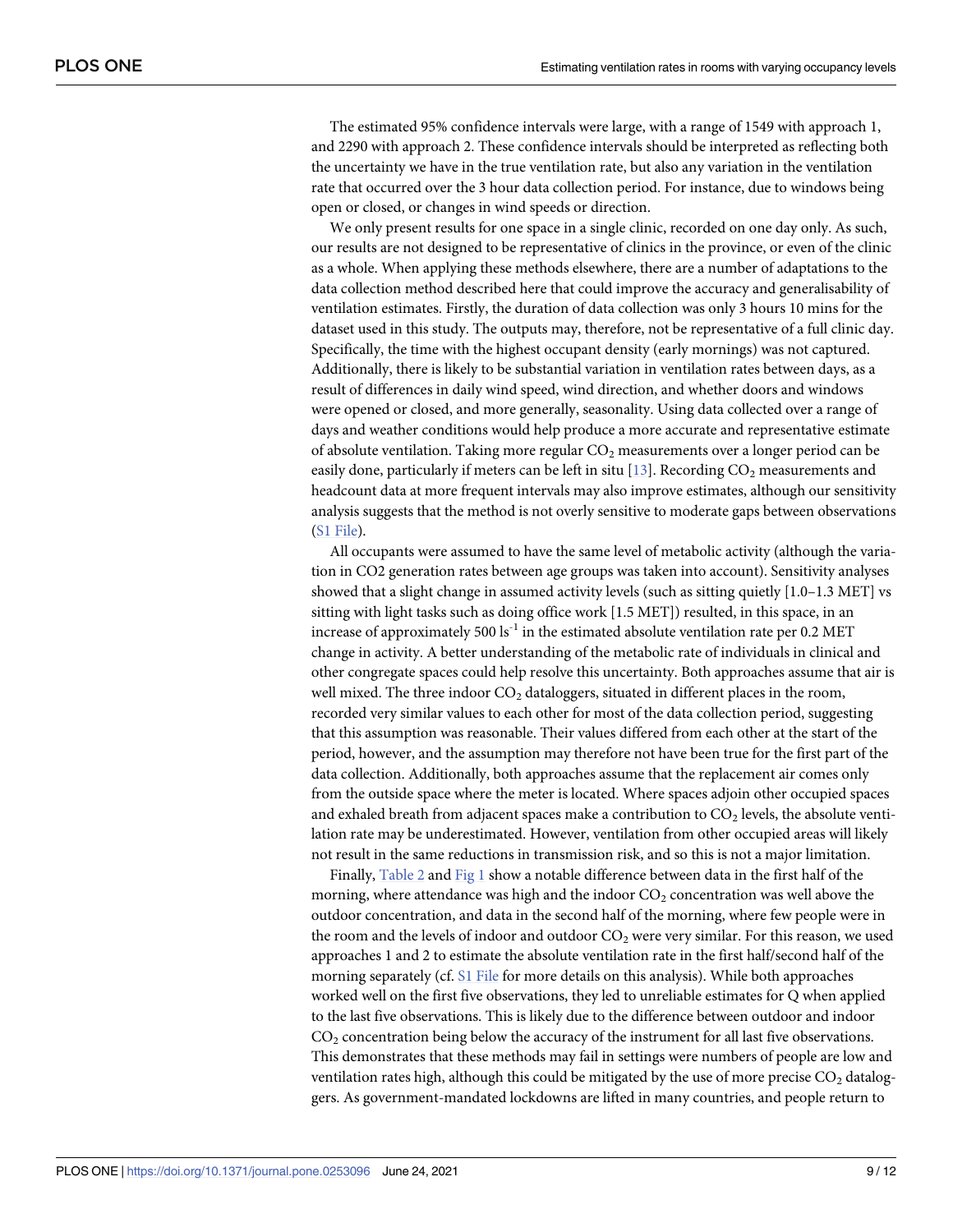The estimated 95% confidence intervals were large, with a range of 1549 with approach 1, and 2290 with approach 2. These confidence intervals should be interpreted as reflecting both the uncertainty we have in the true ventilation rate, but also any variation in the ventilation rate that occurred over the 3 hour data collection period. For instance, due to windows being open or closed, or changes in wind speeds or direction.

We only present results for one space in a single clinic, recorded on one day only. As such, our results are not designed to be representative of clinics in the province, or even of the clinic as a whole. When applying these methods elsewhere, there are a number of adaptations to the data collection method described here that could improve the accuracy and generalisability of ventilation estimates. Firstly, the duration of data collection was only 3 hours 10 mins for the dataset used in this study. The outputs may, therefore, not be representative of a full clinic day. Specifically, the time with the highest occupant density (early mornings) was not captured. Additionally, there is likely to be substantial variation in ventilation rates between days, as a result of differences in daily wind speed, wind direction, and whether doors and windows were opened or closed, and more generally, seasonality. Using data collected over a range of days and weather conditions would help produce a more accurate and representative estimate of absolute ventilation. Taking more regular $CO_2$ measurements over a longer period can be easily done, particularly if meters can be left in situ [13]. Recording $CO_2$ measurements and headcount data at more frequent intervals may also improve estimates, although our sensitivity analysis suggests that the method is not overly sensitive to moderate gaps between observations (S1 File).

All occupants were assumed to have the same level of metabolic activity (although the variation in CO2 generation rates between age groups was taken into account). Sensitivity analyses showed that a slight change in assumed activity levels (such as sitting quietly [1.0–1.3 MET] vs sitting with light tasks such as doing office work [1.5 MET]) resulted, in this space, in an increase of approximately 500 $ls^{-1}$ in the estimated absolute ventilation rate per 0.2 MET change in activity. A better understanding of the metabolic rate of individuals in clinical and other congregate spaces could help resolve this uncertainty. Both approaches assume that air is well mixed. The three indoor $CO_2$ dataloggers, situated in different places in the room, recorded very similar values to each other for most of the data collection period, suggesting that this assumption was reasonable. Their values differed from each other at the start of the period, however, and the assumption may therefore not have been true for the first part of the data collection. Additionally, both approaches assume that the replacement air comes only from the outside space where the meter is located. Where spaces adjoin other occupied spaces and exhaled breath from adjacent spaces make a contribution to $CO_2$ levels, the absolute ventilation rate may be underestimated. However, ventilation from other occupied areas will likely not result in the same reductions in transmission risk, and so this is not a major limitation.

Finally, Table 2 and Fig 1 show a notable difference between data in the first half of the morning, where attendance was high and the indoor $CO_2$ concentration was well above the outdoor concentration, and data in the second half of the morning, where few people were in the room and the levels of indoor and outdoor $CO_2$ were very similar. For this reason, we used approaches 1 and 2 to estimate the absolute ventilation rate in the first half/second half of the morning separately (cf. S1 File for more details on this analysis). While both approaches worked well on the first five observations, they led to unreliable estimates for Q when applied to the last five observations. This is likely due to the difference between outdoor and indoor $CO_2$ concentration being below the accuracy of the instrument for all last five observations. This demonstrates that these methods may fail in settings were numbers of people are low and ventilation rates high, although this could be mitigated by the use of more precise $CO_2$ dataloggers. As government-mandated lockdowns are lifted in many countries, and people return to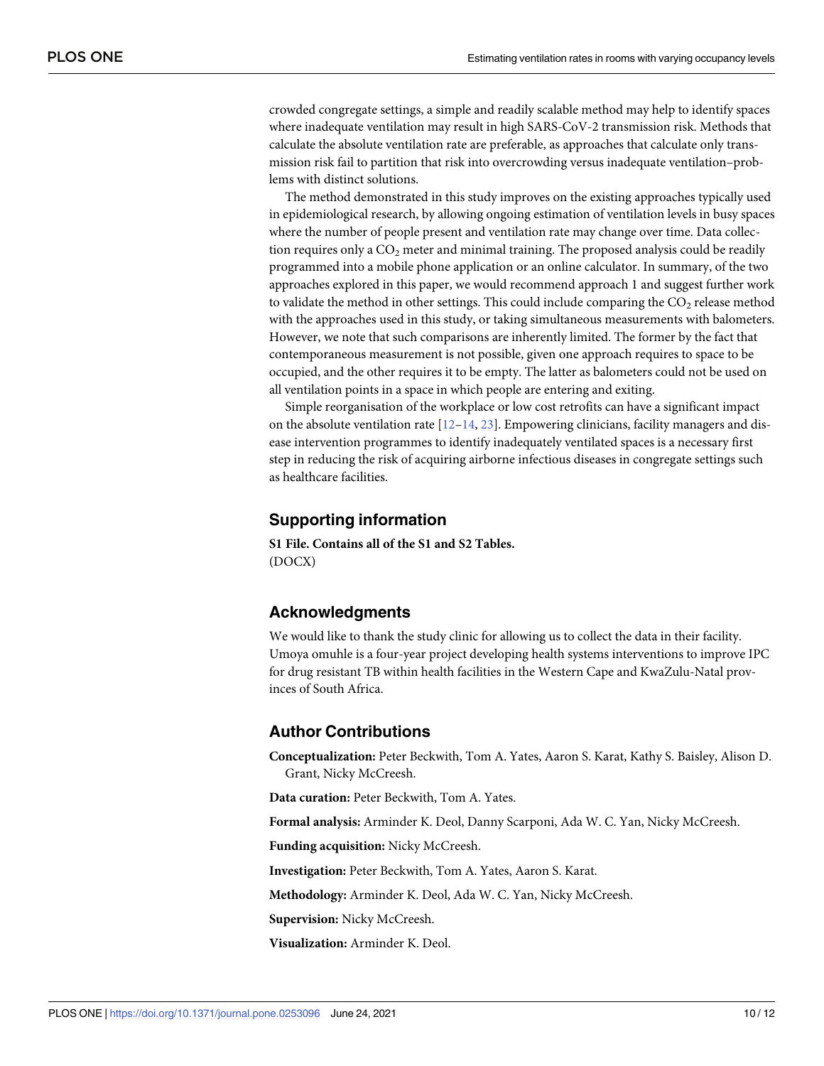crowded congregate settings, a simple and readily scalable method may help to identify spaces where inadequate ventilation may result in high SARS-CoV-2 transmission risk. Methods that calculate the absolute ventilation rate are preferable, as approaches that calculate only transmission risk fail to partition that risk into overcrowding versus inadequate ventilation–problems with distinct solutions.

The method demonstrated in this study improves on the existing approaches typically used in epidemiological research, by allowing ongoing estimation of ventilation levels in busy spaces where the number of people present and ventilation rate may change over time. Data collection requires only a $CO_2$ meter and minimal training. The proposed analysis could be readily programmed into a mobile phone application or an online calculator. In summary, of the two approaches explored in this paper, we would recommend approach 1 and suggest further work to validate the method in other settings. This could include comparing the $CO_2$ release method with the approaches used in this study, or taking simultaneous measurements with balometers. However, we note that such comparisons are inherently limited. The former by the fact that contemporaneous measurement is not possible, given one approach requires to space to be occupied, and the other requires it to be empty. The latter as balometers could not be used on all ventilation points in a space in which people are entering and exiting.

Simple reorganisation of the workplace or low cost retrofits can have a significant impact on the absolute ventilation rate [12–14, 23]. Empowering clinicians, facility managers and disease intervention programmes to identify inadequately ventilated spaces is a necessary first step in reducing the risk of acquiring airborne infectious diseases in congregate settings such as healthcare facilities.

## Supporting information

**S1 File. Contains all of the S1 and S2 Tables.**
(DOCX)

## Acknowledgments

We would like to thank the study clinic for allowing us to collect the data in their facility. Umoya omuhle is a four-year project developing health systems interventions to improve IPC for drug resistant TB within health facilities in the Western Cape and KwaZulu-Natal provinces of South Africa.

## Author Contributions

**Conceptualization:** Peter Beckwith, Tom A. Yates, Aaron S. Karat, Kathy S. Baisley, Alison D. Grant, Nicky McCreesh.

**Data curation:** Peter Beckwith, Tom A. Yates.

**Formal analysis:** Arminder K. Deol, Danny Scarponi, Ada W. C. Yan, Nicky McCreesh.

**Funding acquisition:** Nicky McCreesh.

**Investigation:** Peter Beckwith, Tom A. Yates, Aaron S. Karat.

**Methodology:** Arminder K. Deol, Ada W. C. Yan, Nicky McCreesh.

**Supervision:** Nicky McCreesh.

**Visualization:** Arminder K. Deol.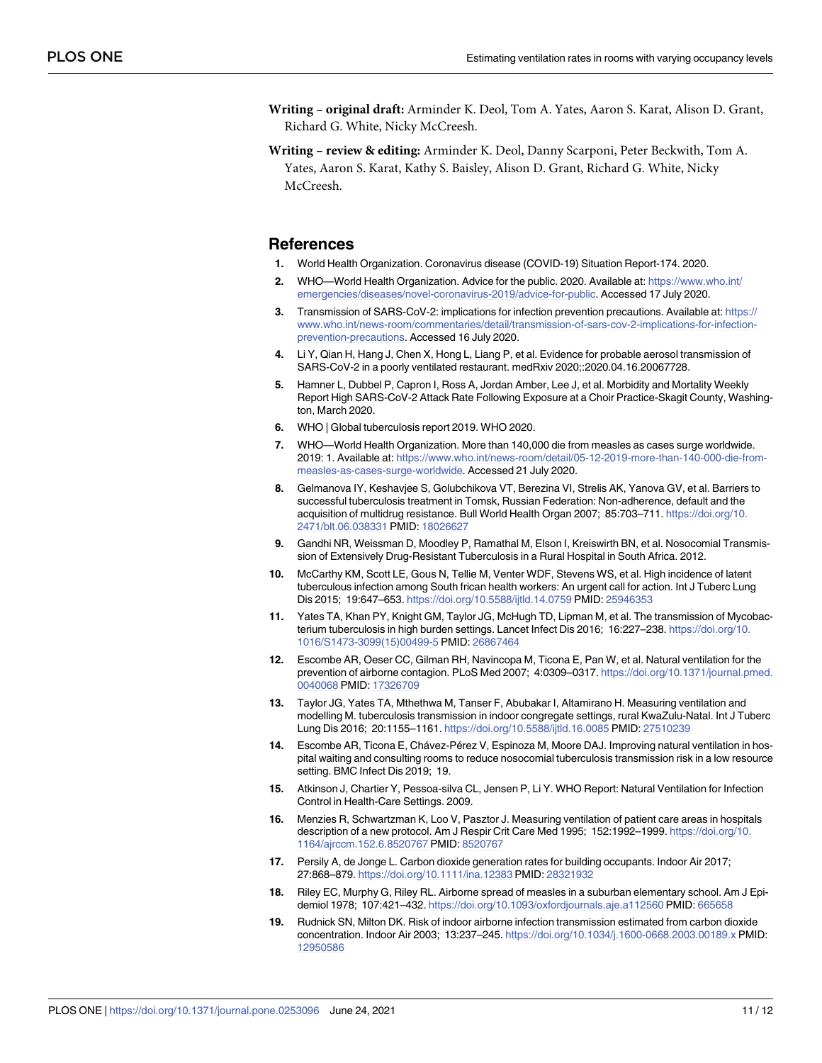**Writing – original draft:** Arminder K. Deol, Tom A. Yates, Aaron S. Karat, Alison D. Grant, Richard G. White, Nicky McCreesh.

**Writing – review & editing:** Arminder K. Deol, Danny Scarponi, Peter Beckwith, Tom A. Yates, Aaron S. Karat, Kathy S. Baisley, Alison D. Grant, Richard G. White, Nicky McCreesh.

## References

1. World Health Organization. Coronavirus disease (COVID-19) Situation Report-174. 2020.
2. WHO—World Health Organization. Advice for the public. 2020. Available at: https://www.who.int/emergencies/diseases/novel-coronavirus-2019/advice-for-public. Accessed 17 July 2020.
3. Transmission of SARS-CoV-2: implications for infection prevention precautions. Available at: https://www.who.int/news-room/commentaries/detail/transmission-of-sars-cov-2-implications-for-infection-prevention-precautions. Accessed 16 July 2020.
4. Li Y, Qian H, Hang J, Chen X, Hong L, Liang P, et al. Evidence for probable aerosol transmission of SARS-CoV-2 in a poorly ventilated restaurant. medRxiv 2020;:2020.04.16.20067728.
5. Hamner L, Dubbel P, Capron I, Ross A, Jordan Amber, Lee J, et al. Morbidity and Mortality Weekly Report High SARS-CoV-2 Attack Rate Following Exposure at a Choir Practice-Skagit County, Washington, March 2020.
6. WHO | Global tuberculosis report 2019. WHO 2020.
7. WHO—World Health Organization. More than 140,000 die from measles as cases surge worldwide. 2019: 1. Available at: https://www.who.int/news-room/detail/05-12-2019-more-than-140-000-die-from-measles-as-cases-surge-worldwide. Accessed 21 July 2020.
8. Gelmanova IY, Keshavjee S, Golubchikova VT, Berezina VI, Strelis AK, Yanova GV, et al. Barriers to successful tuberculosis treatment in Tomsk, Russian Federation: Non-adherence, default and the acquisition of multidrug resistance. Bull World Health Organ 2007; 85:703–711. https://doi.org/10.2471/blt.06.038331 PMID: 18026627
9. Gandhi NR, Weissman D, Moodley P, Ramathal M, Elson I, Kreiswirth BN, et al. Nosocomial Transmission of Extensively Drug-Resistant Tuberculosis in a Rural Hospital in South Africa. 2012.
10. McCarthy KM, Scott LE, Gous N, Tellie M, Venter WDF, Stevens WS, et al. High incidence of latent tuberculous infection among South frican health workers: An urgent call for action. Int J Tuberc Lung Dis 2015; 19:647–653. https://doi.org/10.5588/ijtld.14.0759 PMID: 25946353
11. Yates TA, Khan PY, Knight GM, Taylor JG, McHugh TD, Lipman M, et al. The transmission of Mycobacterium tuberculosis in high burden settings. Lancet Infect Dis 2016; 16:227–238. https://doi.org/10.1016/S1473-3099(15)00499-5 PMID: 26867464
12. Escombe AR, Oeser CC, Gilman RH, Navincopa M, Ticona E, Pan W, et al. Natural ventilation for the prevention of airborne contagion. PLoS Med 2007; 4:0309–0317. https://doi.org/10.1371/journal.pmed.0040068 PMID: 17326709
13. Taylor JG, Yates TA, Mthethwa M, Tanser F, Abubakar I, Altamirano H. Measuring ventilation and modelling M. tuberculosis transmission in indoor congregate settings, rural KwaZulu-Natal. Int J Tuberc Lung Dis 2016; 20:1155–1161. https://doi.org/10.5588/ijtld.16.0085 PMID: 27510239
14. Escombe AR, Ticona E, Chávez-Pérez V, Espinoza M, Moore DAJ. Improving natural ventilation in hospital waiting and consulting rooms to reduce nosocomial tuberculosis transmission risk in a low resource setting. BMC Infect Dis 2019; 19.
15. Atkinson J, Chartier Y, Pessoa-silva CL, Jensen P, Li Y. WHO Report: Natural Ventilation for Infection Control in Health-Care Settings. 2009.
16. Menzies R, Schwartzman K, Loo V, Pasztor J. Measuring ventilation of patient care areas in hospitals description of a new protocol. Am J Respir Crit Care Med 1995; 152:1992–1999. https://doi.org/10.1164/ajrccm.152.6.8520767 PMID: 8520767
17. Persily A, de Jonge L. Carbon dioxide generation rates for building occupants. Indoor Air 2017; 27:868–879. https://doi.org/10.1111/ina.12383 PMID: 28321932
18. Riley EC, Murphy G, Riley RL. Airborne spread of measles in a suburban elementary school. Am J Epidemiol 1978; 107:421–432. https://doi.org/10.1093/oxfordjournals.aje.a112560 PMID: 665658
19. Rudnick SN, Milton DK. Risk of indoor airborne infection transmission estimated from carbon dioxide concentration. Indoor Air 2003; 13:237–245. https://doi.org/10.1034/j.1600-0668.2003.00189.x PMID: 12950586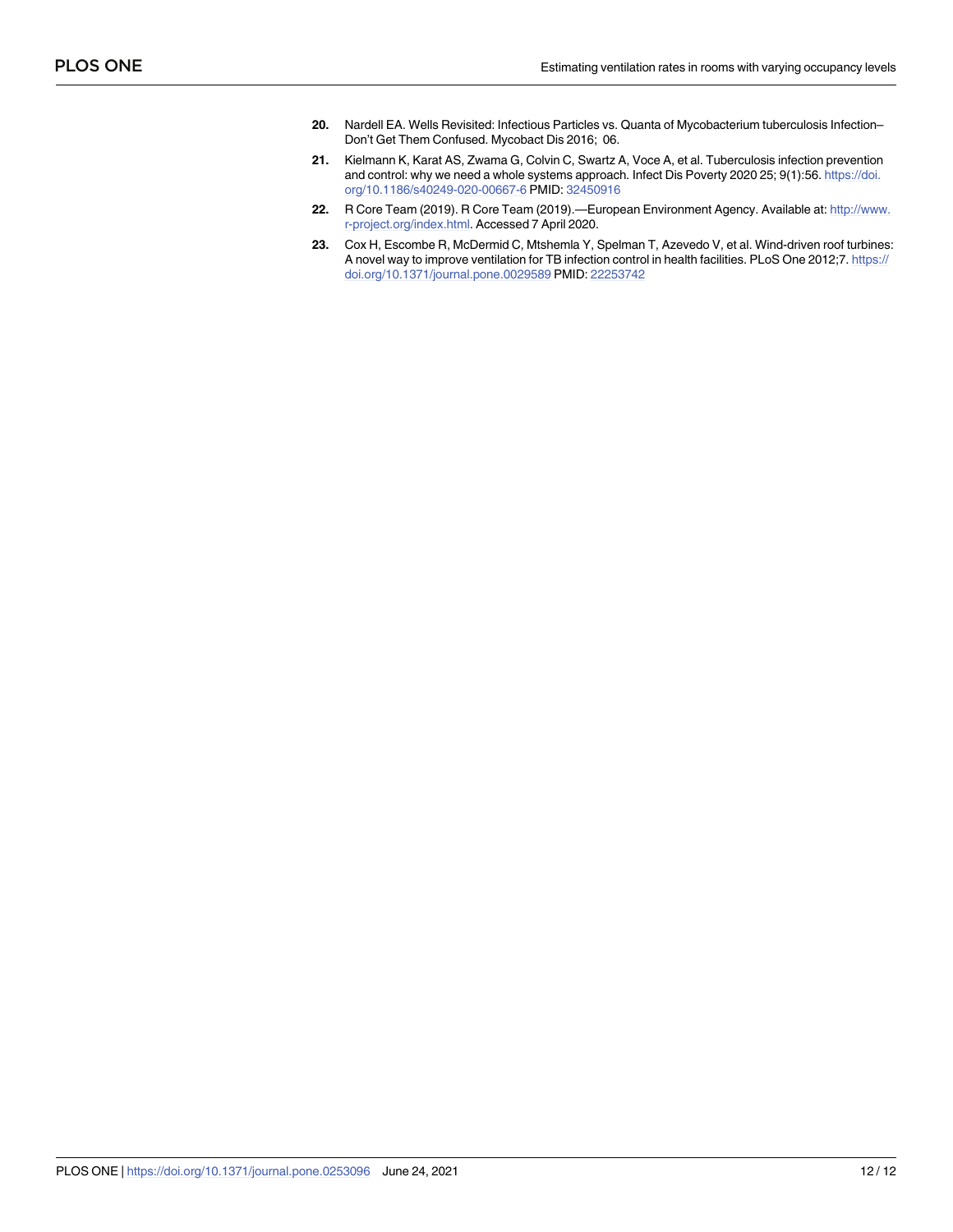20. Nardell EA. Wells Revisited: Infectious Particles vs. Quanta of Mycobacterium tuberculosis Infection–Don't Get Them Confused. Mycobact Dis 2016; 06.

21. Kielmann K, Karat AS, Zwama G, Colvin C, Swartz A, Voce A, et al. Tuberculosis infection prevention and control: why we need a whole systems approach. Infect Dis Poverty 2020 25; 9(1):56. https://doi.org/10.1186/s40249-020-00667-6 PMID: 32450916

22. R Core Team (2019). R Core Team (2019).—European Environment Agency. Available at: http://www.r-project.org/index.html. Accessed 7 April 2020.

23. Cox H, Escombe R, McDermid C, Mtshemla Y, Spelman T, Azevedo V, et al. Wind-driven roof turbines: A novel way to improve ventilation for TB infection control in health facilities. PLoS One 2012;7. https://doi.org/10.1371/journal.pone.0029589 PMID: 22253742